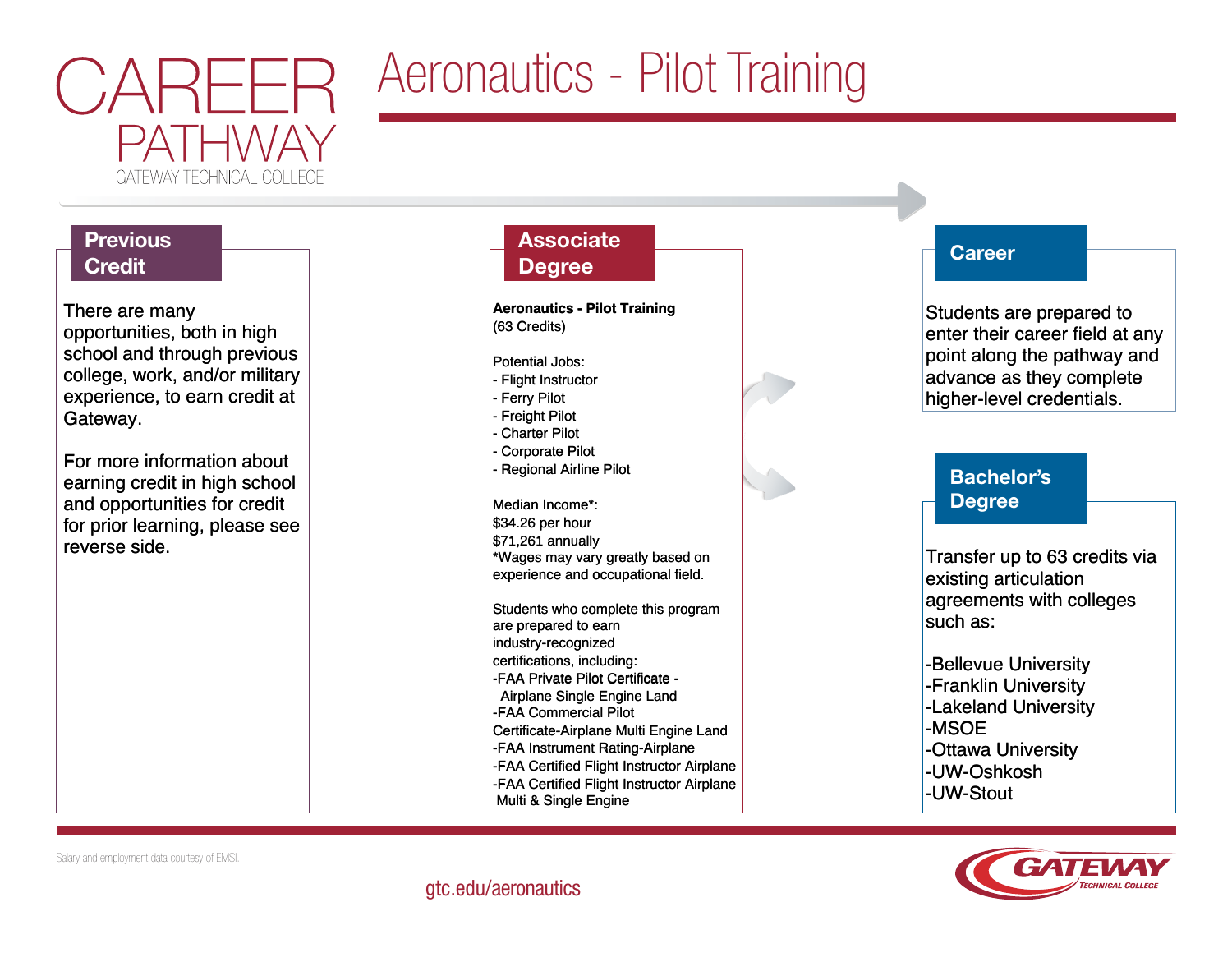# CAREER PATHWAY

GATEWAY TECHNICAL COLLEGE

# Aeronautics - Pilot Training

## Previous Credit

There are many opportunities, both in high school and through previous college, work, and/or military experience, to earn credit at Gateway.

For more information about earning credit in high school and opportunities for credit for prior learning, please see reverse side.

## Associate Degree

**Aeronautics - Pilot Training**
(63 Credits)

Potential Jobs:
- Flight Instructor
- Ferry Pilot
- Freight Pilot
- Charter Pilot
- Corporate Pilot
- Regional Airline Pilot

Median Income*:
$34.26 per hour
$71,261 annually
*Wages may vary greatly based on experience and occupational field.

Students who complete this program are prepared to earn industry-recognized certifications, including:
- FAA Private Pilot Certificate - Airplane Single Engine Land
- FAA Commercial Pilot Certificate-Airplane Multi Engine Land
- FAA Instrument Rating-Airplane
- FAA Certified Flight Instructor Airplane
- FAA Certified Flight Instructor Airplane Multi & Single Engine

## Career

Students are prepared to enter their career field at any point along the pathway and advance as they complete higher-level credentials.

## Bachelor's Degree

Transfer up to 63 credits via existing articulation agreements with colleges such as:

- Bellevue University
- Franklin University
- Lakeland University
- MSOE
- Ottawa University
- UW-Oshkosh
- UW-Stout

Salary and employment data courtesy of EMSI.

gtc.edu/aeronautics

GATEWAY TECHNICAL COLLEGE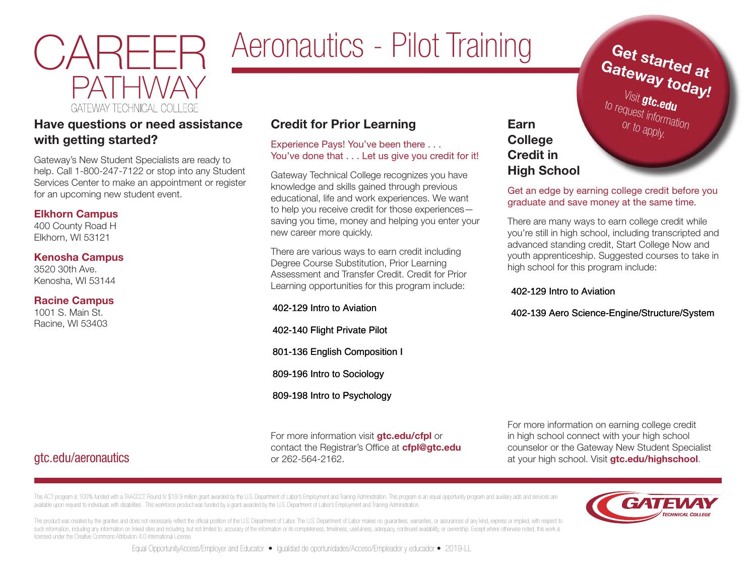# CAREER PATHWAY

GATEWAY TECHNICAL COLLEGE

# Aeronautics - Pilot Training

**Get started at Gateway today!**

Visit **gtc.edu** to request information or to apply.

## Have questions or need assistance with getting started?

Gateway's New Student Specialists are ready to help. Call 1-800-247-7122 or stop into any Student Services Center to make an appointment or register for an upcoming new student event.

**Elkhorn Campus**
400 County Road H
Elkhorn, WI 53121

**Kenosha Campus**
3520 30th Ave.
Kenosha, WI 53144

**Racine Campus**
1001 S. Main St.
Racine, WI 53403

gtc.edu/aeronautics

## Credit for Prior Learning

Experience Pays! You've been there . . .
You've done that . . . Let us give you credit for it!

Gateway Technical College recognizes you have knowledge and skills gained through previous educational, life and work experiences. We want to help you receive credit for those experiences—saving you time, money and helping you enter your new career more quickly.

There are various ways to earn credit including Degree Course Substitution, Prior Learning Assessment and Transfer Credit. Credit for Prior Learning opportunities for this program include:

402-129 Intro to Aviation

402-140 Flight Private Pilot

801-136 English Composition I

809-196 Intro to Sociology

809-198 Intro to Psychology

For more information visit **gtc.edu/cfpl** or contact the Registrar's Office at **cfpl@gtc.edu** or 262-564-2162.

## Earn College Credit in High School

Get an edge by earning college credit before you graduate and save money at the same time.

There are many ways to earn college credit while you're still in high school, including transcripted and advanced standing credit, Start College Now and youth apprenticeship. Suggested courses to take in high school for this program include:

402-129 Intro to Aviation

402-139 Aero Science-Engine/Structure/System

For more information on earning college credit in high school connect with your high school counselor or the Gateway New Student Specialist at your high school. Visit **gtc.edu/highschool**.

This ACT program is 100% funded with a TAACCCT Round IV $19.9 million grant awarded by the U.S. Department of Labor's Employment and Training Administration. This program is an equal opportunity program and auxiliary aids and services are available upon request to individuals with disabilities. This workforce product was funded by a grant awarded by the U.S. Department of Labor's Employment and Training Administration.

The product was created by the grantee and does not necessarily reflect the official position of the U.S. Department of Labor. The U.S. Department of Labor makes no guarantees, warranties, or assurances of any kind, express or implied, with respect to such information, including any information on linked sites and including, but not limited to, accuracy of the information or its completeness, timeliness, usefulness, adequacy, continued availability, or ownership. Except where otherwise noted, this work is licensed under the Creative Commons Attribution 4.0 International License.

GATEWAY TECHNICAL COLLEGE

Equal OpportunityAccess/Employer and Educator • Igualdad de oportunidades/Acceso/Empleador y educador • 2019-LL